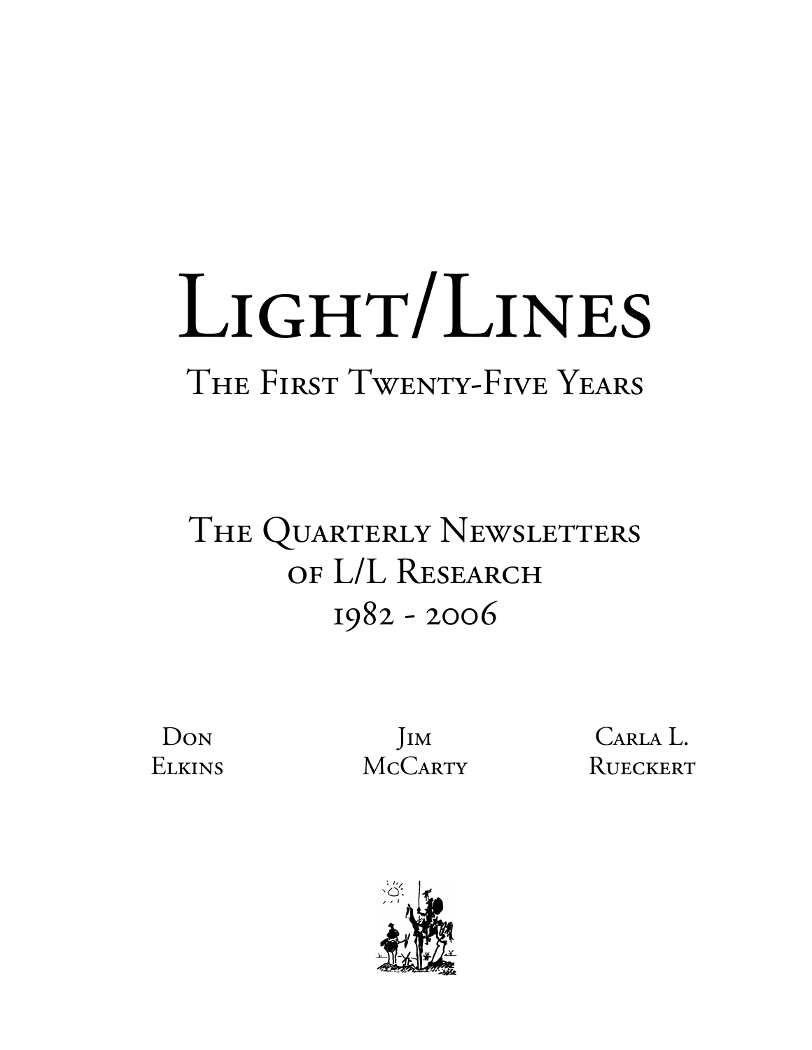# Light/Lines

## The First Twenty-Five Years

### The Quarterly Newsletters of L/L Research 1982 - 2006

Don Elkins

Jim McCarty

Carla L. Rueckert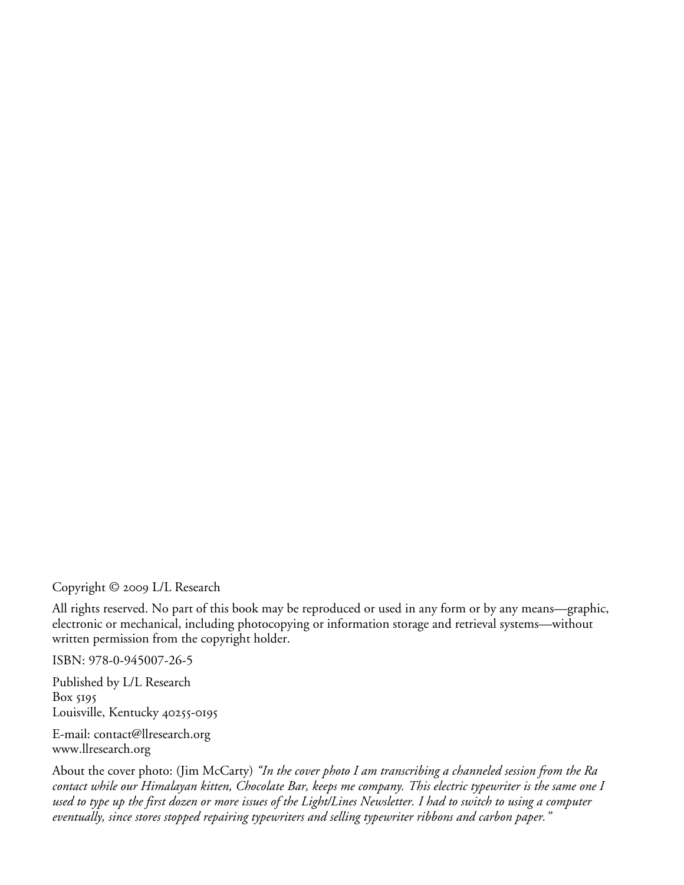Copyright © 2009 L/L Research

All rights reserved. No part of this book may be reproduced or used in any form or by any means—graphic, electronic or mechanical, including photocopying or information storage and retrieval systems—without written permission from the copyright holder.

ISBN: 978-0-945007-26-5

Published by L/L Research
Box 5195
Louisville, Kentucky 40255-0195

E-mail: contact@llresearch.org
www.llresearch.org

About the cover photo: (Jim McCarty) *"In the cover photo I am transcribing a channeled session from the Ra contact while our Himalayan kitten, Chocolate Bar, keeps me company. This electric typewriter is the same one I used to type up the first dozen or more issues of the Light/Lines Newsletter. I had to switch to using a computer eventually, since stores stopped repairing typewriters and selling typewriter ribbons and carbon paper."*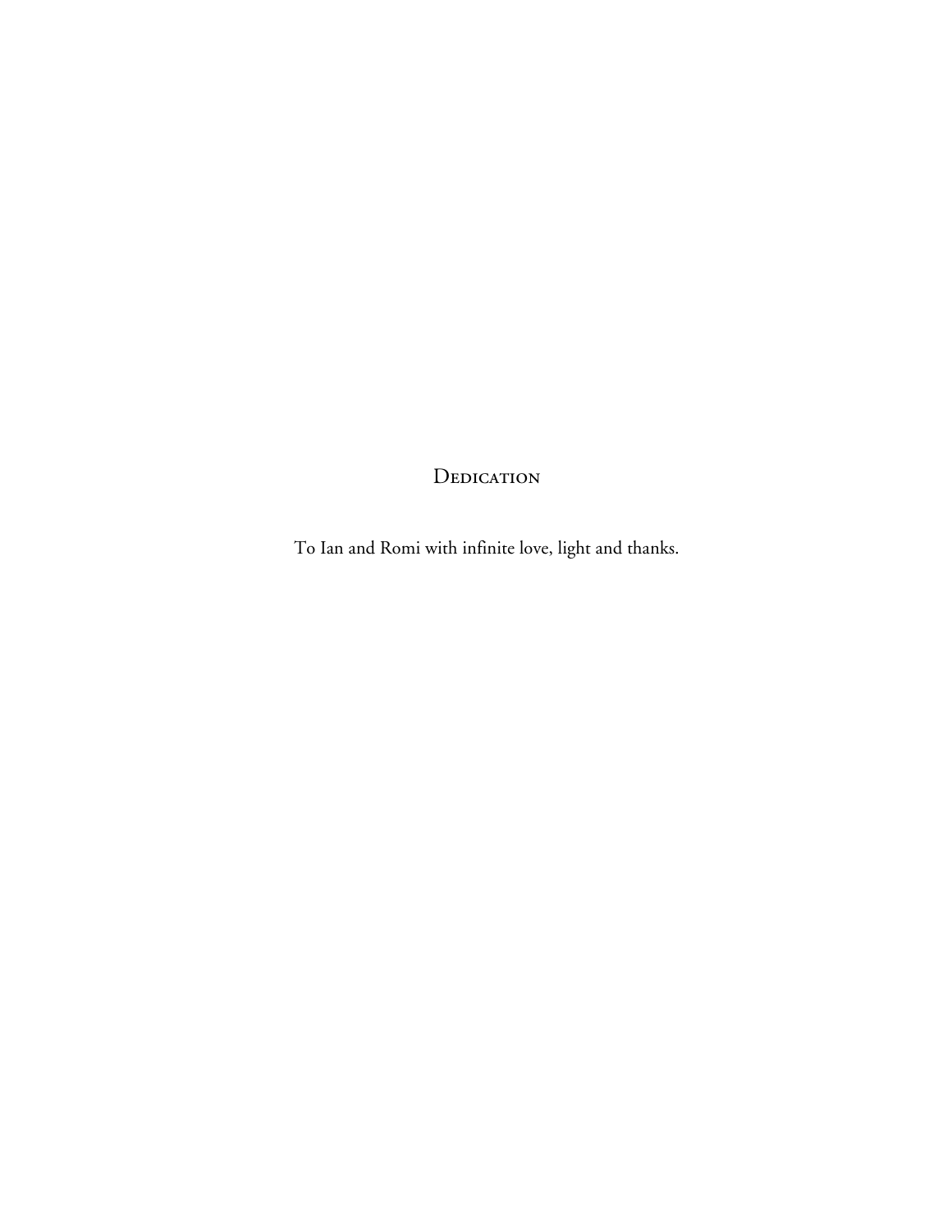# Dedication

To Ian and Romi with infinite love, light and thanks.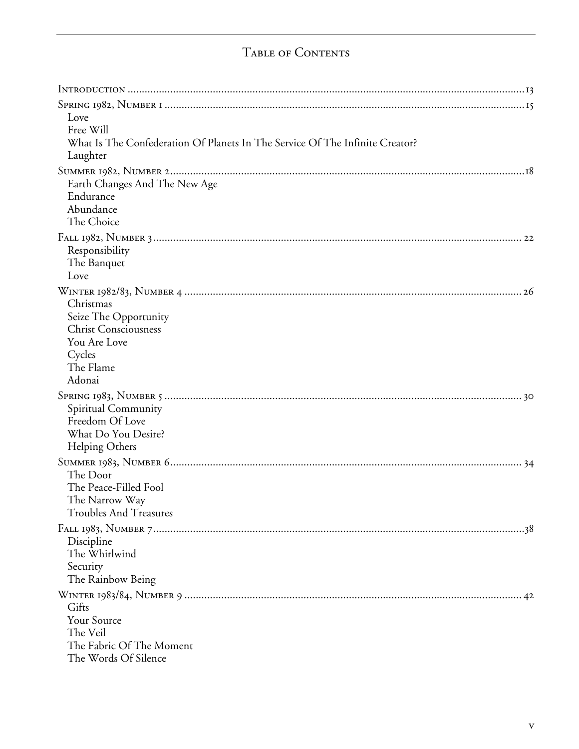# Table of Contents

Introduction ........ 13

Spring 1982, Number 1 ........ 15

- Love
- Free Will
- What Is The Confederation Of Planets In The Service Of The Infinite Creator?
- Laughter

Summer 1982, Number 2 ........ 18

- Earth Changes And The New Age
- Endurance
- Abundance
- The Choice

Fall 1982, Number 3 ........ 22

- Responsibility
- The Banquet
- Love

Winter 1982/83, Number 4 ........ 26

- Christmas
- Seize The Opportunity
- Christ Consciousness
- You Are Love
- Cycles
- The Flame
- Adonai

Spring 1983, Number 5 ........ 30

- Spiritual Community
- Freedom Of Love
- What Do You Desire?
- Helping Others

Summer 1983, Number 6 ........ 34

- The Door
- The Peace-Filled Fool
- The Narrow Way
- Troubles And Treasures

Fall 1983, Number 7 ........ 38

- Discipline
- The Whirlwind
- Security
- The Rainbow Being

Winter 1983/84, Number 9 ........ 42

- Gifts
- Your Source
- The Veil
- The Fabric Of The Moment
- The Words Of Silence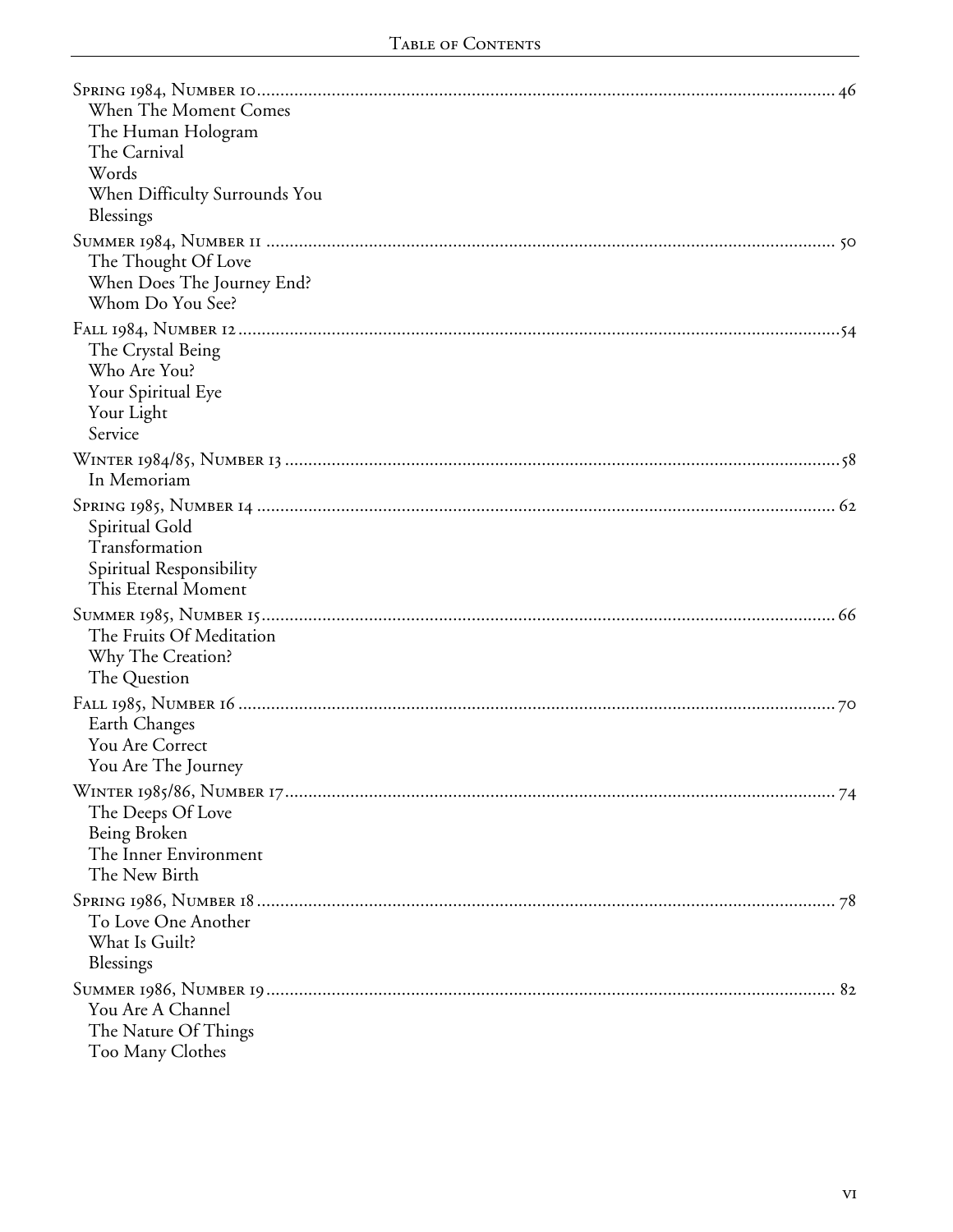Spring 1984, Number 10 ........ 46
- When The Moment Comes
- The Human Hologram
- The Carnival
- Words
- When Difficulty Surrounds You
- Blessings

Summer 1984, Number 11 ........ 50
- The Thought Of Love
- When Does The Journey End?
- Whom Do You See?

Fall 1984, Number 12 ........ 54
- The Crystal Being
- Who Are You?
- Your Spiritual Eye
- Your Light
- Service

Winter 1984/85, Number 13 ........ 58
- In Memoriam

Spring 1985, Number 14 ........ 62
- Spiritual Gold
- Transformation
- Spiritual Responsibility
- This Eternal Moment

Summer 1985, Number 15 ........ 66
- The Fruits Of Meditation
- Why The Creation?
- The Question

Fall 1985, Number 16 ........ 70
- Earth Changes
- You Are Correct
- You Are The Journey

Winter 1985/86, Number 17 ........ 74
- The Deeps Of Love
- Being Broken
- The Inner Environment
- The New Birth

Spring 1986, Number 18 ........ 78
- To Love One Another
- What Is Guilt?
- Blessings

Summer 1986, Number 19 ........ 82
- You Are A Channel
- The Nature Of Things
- Too Many Clothes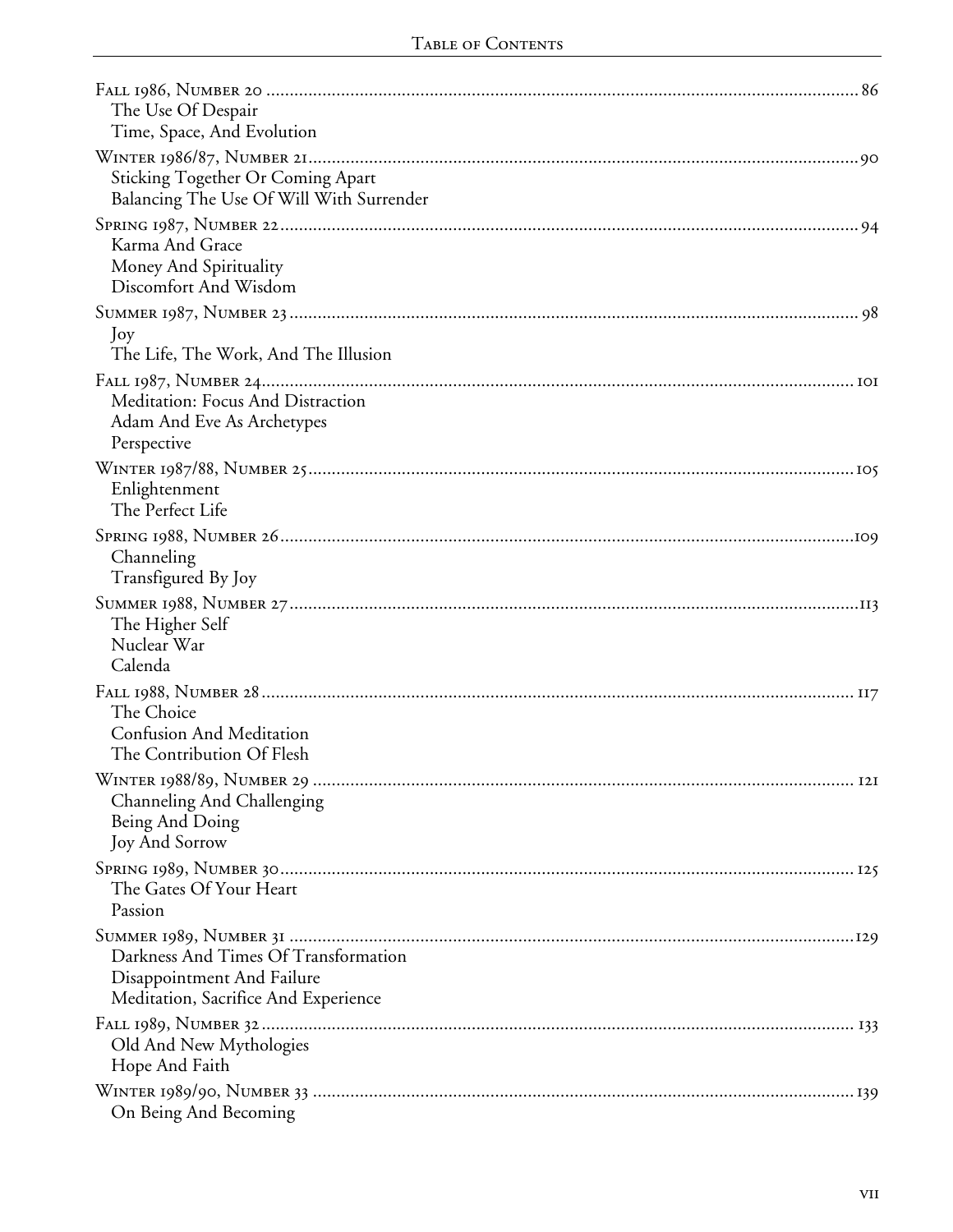Fall 1986, Number 20 ............................................................................................................................. 86
The Use Of Despair
Time, Space, And Evolution

Winter 1986/87, Number 21 ..................................................................................................................... 90
Sticking Together Or Coming Apart
Balancing The Use Of Will With Surrender

Spring 1987, Number 22 ........................................................................................................................... 94
Karma And Grace
Money And Spirituality
Discomfort And Wisdom

Summer 1987, Number 23 ......................................................................................................................... 98
Joy
The Life, The Work, And The Illusion

Fall 1987, Number 24 ............................................................................................................................... 101
Meditation: Focus And Distraction
Adam And Eve As Archetypes
Perspective

Winter 1987/88, Number 25 ..................................................................................................................... 105
Enlightenment
The Perfect Life

Spring 1988, Number 26 ........................................................................................................................... 109
Channeling
Transfigured By Joy

Summer 1988, Number 27 ......................................................................................................................... 113
The Higher Self
Nuclear War
Calenda

Fall 1988, Number 28 ............................................................................................................................... 117
The Choice
Confusion And Meditation
The Contribution Of Flesh

Winter 1988/89, Number 29 ..................................................................................................................... 121
Channeling And Challenging
Being And Doing
Joy And Sorrow

Spring 1989, Number 30 ........................................................................................................................... 125
The Gates Of Your Heart
Passion

Summer 1989, Number 31 ......................................................................................................................... 129
Darkness And Times Of Transformation
Disappointment And Failure
Meditation, Sacrifice And Experience

Fall 1989, Number 32 ............................................................................................................................... 133
Old And New Mythologies
Hope And Faith

Winter 1989/90, Number 33 ..................................................................................................................... 139
On Being And Becoming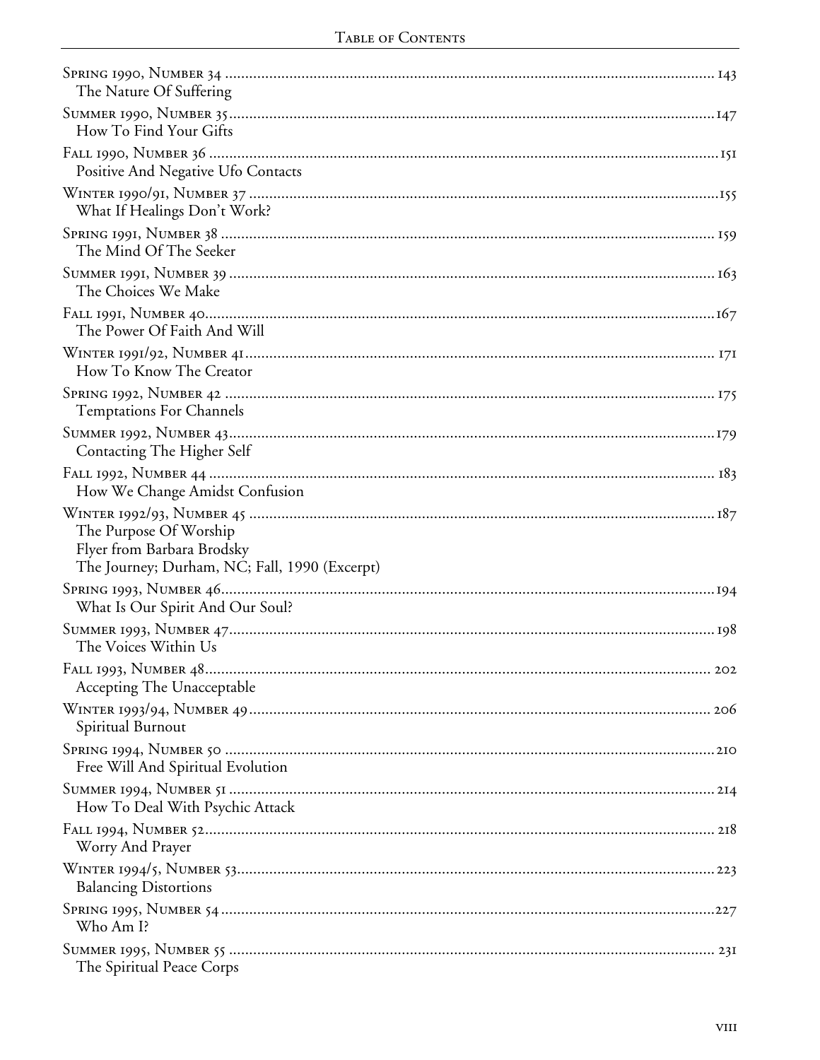Spring 1990, Number 34 ........................................................................................................................ 143
The Nature Of Suffering

Summer 1990, Number 35........................................................................................................................147
How To Find Your Gifts

Fall 1990, Number 36 ............................................................................................................................151
Positive And Negative Ufo Contacts

Winter 1990/91, Number 37 ...................................................................................................................155
What If Healings Don't Work?

Spring 1991, Number 38 ........................................................................................................................ 159
The Mind Of The Seeker

Summer 1991, Number 39 ...................................................................................................................... 163
The Choices We Make

Fall 1991, Number 40............................................................................................................................167
The Power Of Faith And Will

Winter 1991/92, Number 41................................................................................................................... 171
How To Know The Creator

Spring 1992, Number 42 ....................................................................................................................... 175
Temptations For Channels

Summer 1992, Number 43.......................................................................................................................179
Contacting The Higher Self

Fall 1992, Number 44 ........................................................................................................................... 183
How We Change Amidst Confusion

Winter 1992/93, Number 45 .................................................................................................................. 187
The Purpose Of Worship
Flyer from Barbara Brodsky
The Journey; Durham, NC; Fall, 1990 (Excerpt)

Spring 1993, Number 46.........................................................................................................................194
What Is Our Spirit And Our Soul?

Summer 1993, Number 47....................................................................................................................... 198
The Voices Within Us

Fall 1993, Number 48............................................................................................................................ 202
Accepting The Unacceptable

Winter 1993/94, Number 49................................................................................................................... 206
Spiritual Burnout

Spring 1994, Number 50 ........................................................................................................................210
Free Will And Spiritual Evolution

Summer 1994, Number 51 ...................................................................................................................... 214
How To Deal With Psychic Attack

Fall 1994, Number 52............................................................................................................................ 218
Worry And Prayer

Winter 1994/5, Number 53.....................................................................................................................223
Balancing Distortions

Spring 1995, Number 54 .........................................................................................................................227
Who Am I?

Summer 1995, Number 55 ....................................................................................................................... 231
The Spiritual Peace Corps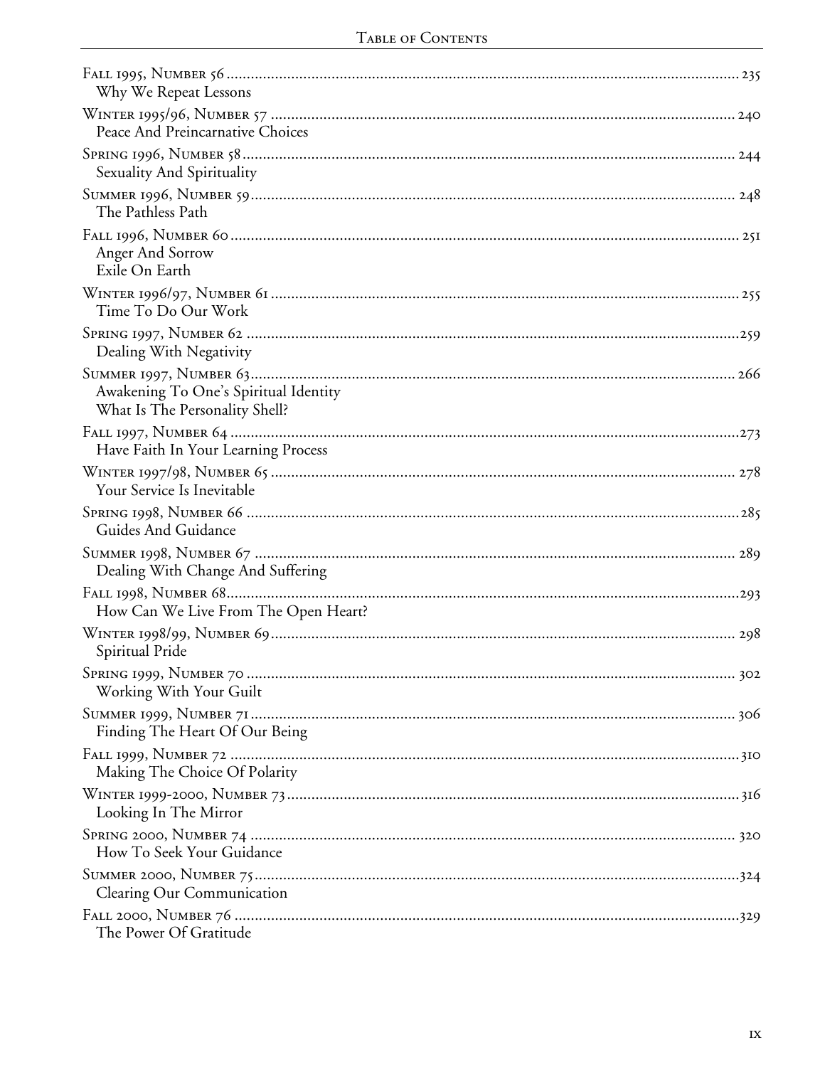Fall 1995, Number 56 .................................................. 235
Why We Repeat Lessons

Winter 1995/96, Number 57 .................................................. 240
Peace And Preincarnative Choices

Spring 1996, Number 58 .................................................. 244
Sexuality And Spirituality

Summer 1996, Number 59 .................................................. 248
The Pathless Path

Fall 1996, Number 60 .................................................. 251
Anger And Sorrow
Exile On Earth

Winter 1996/97, Number 61 .................................................. 255
Time To Do Our Work

Spring 1997, Number 62 .................................................. 259
Dealing With Negativity

Summer 1997, Number 63 .................................................. 266
Awakening To One's Spiritual Identity
What Is The Personality Shell?

Fall 1997, Number 64 .................................................. 273
Have Faith In Your Learning Process

Winter 1997/98, Number 65 .................................................. 278
Your Service Is Inevitable

Spring 1998, Number 66 .................................................. 285
Guides And Guidance

Summer 1998, Number 67 .................................................. 289
Dealing With Change And Suffering

Fall 1998, Number 68 .................................................. 293
How Can We Live From The Open Heart?

Winter 1998/99, Number 69 .................................................. 298
Spiritual Pride

Spring 1999, Number 70 .................................................. 302
Working With Your Guilt

Summer 1999, Number 71 .................................................. 306
Finding The Heart Of Our Being

Fall 1999, Number 72 .................................................. 310
Making The Choice Of Polarity

Winter 1999-2000, Number 73 .................................................. 316
Looking In The Mirror

Spring 2000, Number 74 .................................................. 320
How To Seek Your Guidance

Summer 2000, Number 75 .................................................. 324
Clearing Our Communication

Fall 2000, Number 76 .................................................. 329
The Power Of Gratitude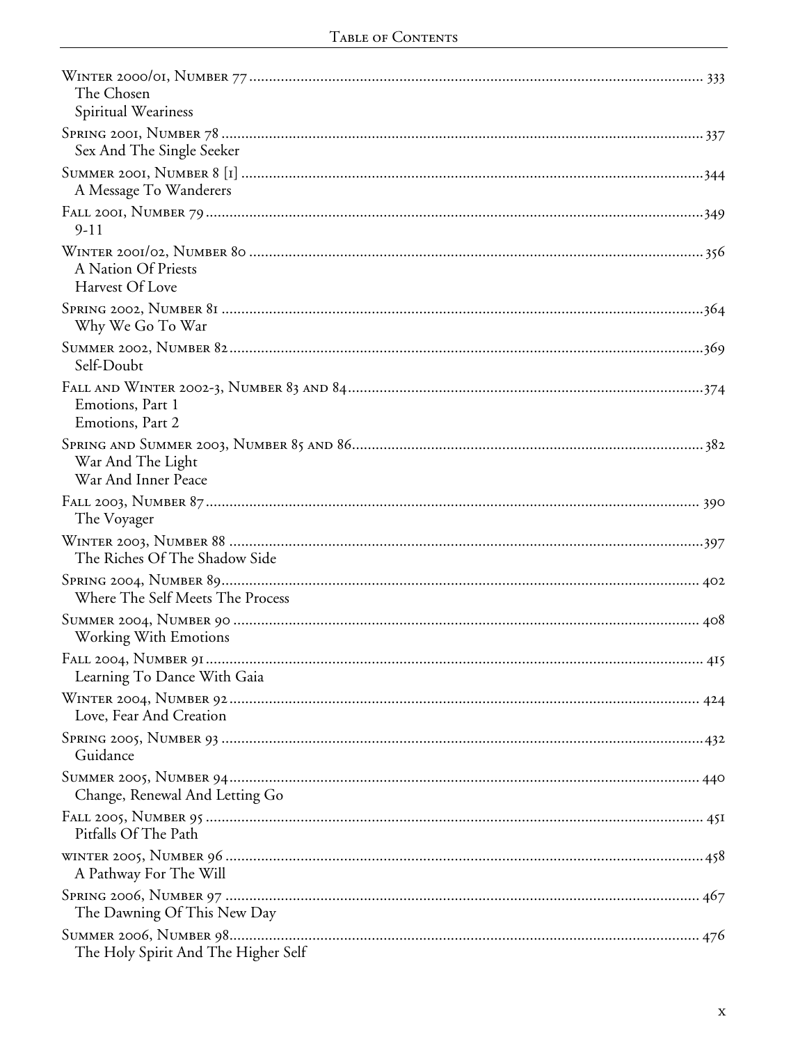Winter 2000/01, Number 77 ........................................................ 333
The Chosen
Spiritual Weariness

Spring 2001, Number 78 ........................................................ 337
Sex And The Single Seeker

Summer 2001, Number 8 [1] ........................................................ 344
A Message To Wanderers

Fall 2001, Number 79 ........................................................ 349
9-11

Winter 2001/02, Number 80 ........................................................ 356
A Nation Of Priests
Harvest Of Love

Spring 2002, Number 81 ........................................................ 364
Why We Go To War

Summer 2002, Number 82 ........................................................ 369
Self-Doubt

Fall and Winter 2002-3, Number 83 and 84 ........................................................ 374
Emotions, Part 1
Emotions, Part 2

Spring and Summer 2003, Number 85 and 86 ........................................................ 382
War And The Light
War And Inner Peace

Fall 2003, Number 87 ........................................................ 390
The Voyager

Winter 2003, Number 88 ........................................................ 397
The Riches Of The Shadow Side

Spring 2004, Number 89 ........................................................ 402
Where The Self Meets The Process

Summer 2004, Number 90 ........................................................ 408
Working With Emotions

Fall 2004, Number 91 ........................................................ 415
Learning To Dance With Gaia

Winter 2004, Number 92 ........................................................ 424
Love, Fear And Creation

Spring 2005, Number 93 ........................................................ 432
Guidance

Summer 2005, Number 94 ........................................................ 440
Change, Renewal And Letting Go

Fall 2005, Number 95 ........................................................ 451
Pitfalls Of The Path

winter 2005, Number 96 ........................................................ 458
A Pathway For The Will

Spring 2006, Number 97 ........................................................ 467
The Dawning Of This New Day

Summer 2006, Number 98 ........................................................ 476
The Holy Spirit And The Higher Self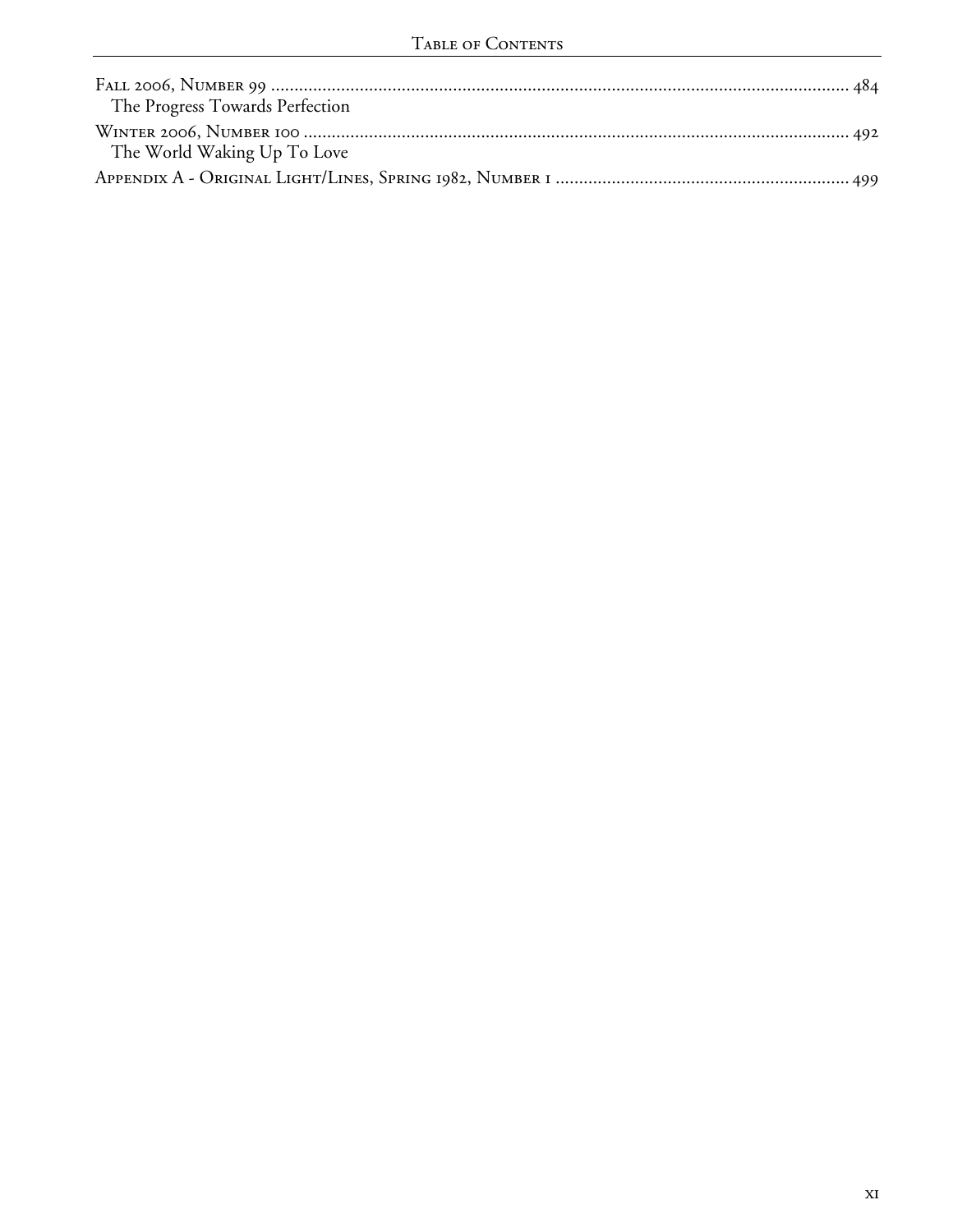Fall 2006, Number 99 ........................................................................................................................ 484
The Progress Towards Perfection

Winter 2006, Number 100 ................................................................................................................ 492
The World Waking Up To Love

Appendix A - Original Light/Lines, Spring 1982, Number 1 .......................................................... 499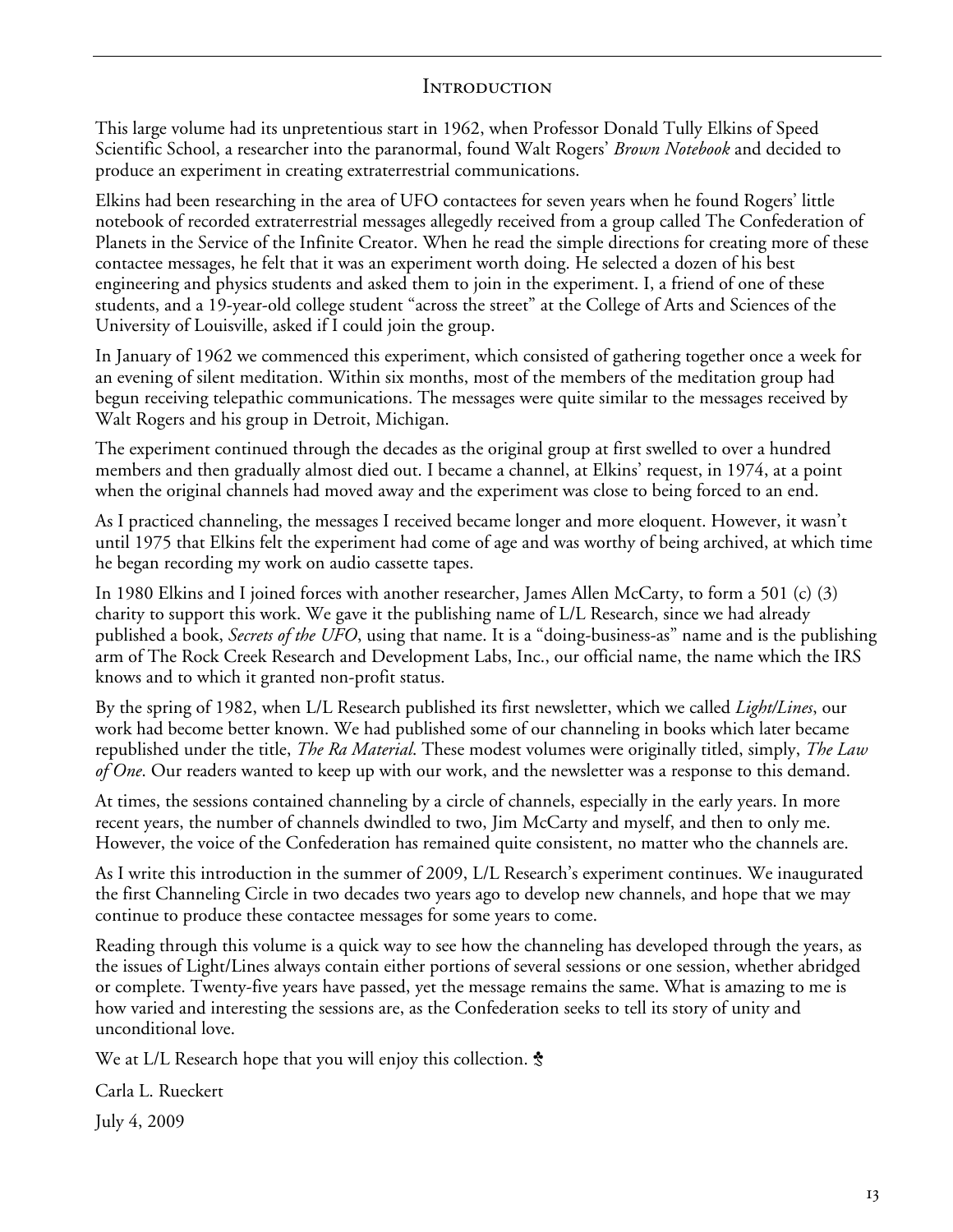# Introduction

This large volume had its unpretentious start in 1962, when Professor Donald Tully Elkins of Speed Scientific School, a researcher into the paranormal, found Walt Rogers' *Brown Notebook* and decided to produce an experiment in creating extraterrestrial communications.

Elkins had been researching in the area of UFO contactees for seven years when he found Rogers' little notebook of recorded extraterrestrial messages allegedly received from a group called The Confederation of Planets in the Service of the Infinite Creator. When he read the simple directions for creating more of these contactee messages, he felt that it was an experiment worth doing. He selected a dozen of his best engineering and physics students and asked them to join in the experiment. I, a friend of one of these students, and a 19-year-old college student "across the street" at the College of Arts and Sciences of the University of Louisville, asked if I could join the group.

In January of 1962 we commenced this experiment, which consisted of gathering together once a week for an evening of silent meditation. Within six months, most of the members of the meditation group had begun receiving telepathic communications. The messages were quite similar to the messages received by Walt Rogers and his group in Detroit, Michigan.

The experiment continued through the decades as the original group at first swelled to over a hundred members and then gradually almost died out. I became a channel, at Elkins' request, in 1974, at a point when the original channels had moved away and the experiment was close to being forced to an end.

As I practiced channeling, the messages I received became longer and more eloquent. However, it wasn't until 1975 that Elkins felt the experiment had come of age and was worthy of being archived, at which time he began recording my work on audio cassette tapes.

In 1980 Elkins and I joined forces with another researcher, James Allen McCarty, to form a 501 (c) (3) charity to support this work. We gave it the publishing name of L/L Research, since we had already published a book, *Secrets of the UFO*, using that name. It is a "doing-business-as" name and is the publishing arm of The Rock Creek Research and Development Labs, Inc., our official name, the name which the IRS knows and to which it granted non-profit status.

By the spring of 1982, when L/L Research published its first newsletter, which we called *Light/Lines*, our work had become better known. We had published some of our channeling in books which later became republished under the title, *The Ra Material*. These modest volumes were originally titled, simply, *The Law of One*. Our readers wanted to keep up with our work, and the newsletter was a response to this demand.

At times, the sessions contained channeling by a circle of channels, especially in the early years. In more recent years, the number of channels dwindled to two, Jim McCarty and myself, and then to only me. However, the voice of the Confederation has remained quite consistent, no matter who the channels are.

As I write this introduction in the summer of 2009, L/L Research's experiment continues. We inaugurated the first Channeling Circle in two decades two years ago to develop new channels, and hope that we may continue to produce these contactee messages for some years to come.

Reading through this volume is a quick way to see how the channeling has developed through the years, as the issues of Light/Lines always contain either portions of several sessions or one session, whether abridged or complete. Twenty-five years have passed, yet the message remains the same. What is amazing to me is how varied and interesting the sessions are, as the Confederation seeks to tell its story of unity and unconditional love.

We at L/L Research hope that you will enjoy this collection. ♣

Carla L. Rueckert

July 4, 2009